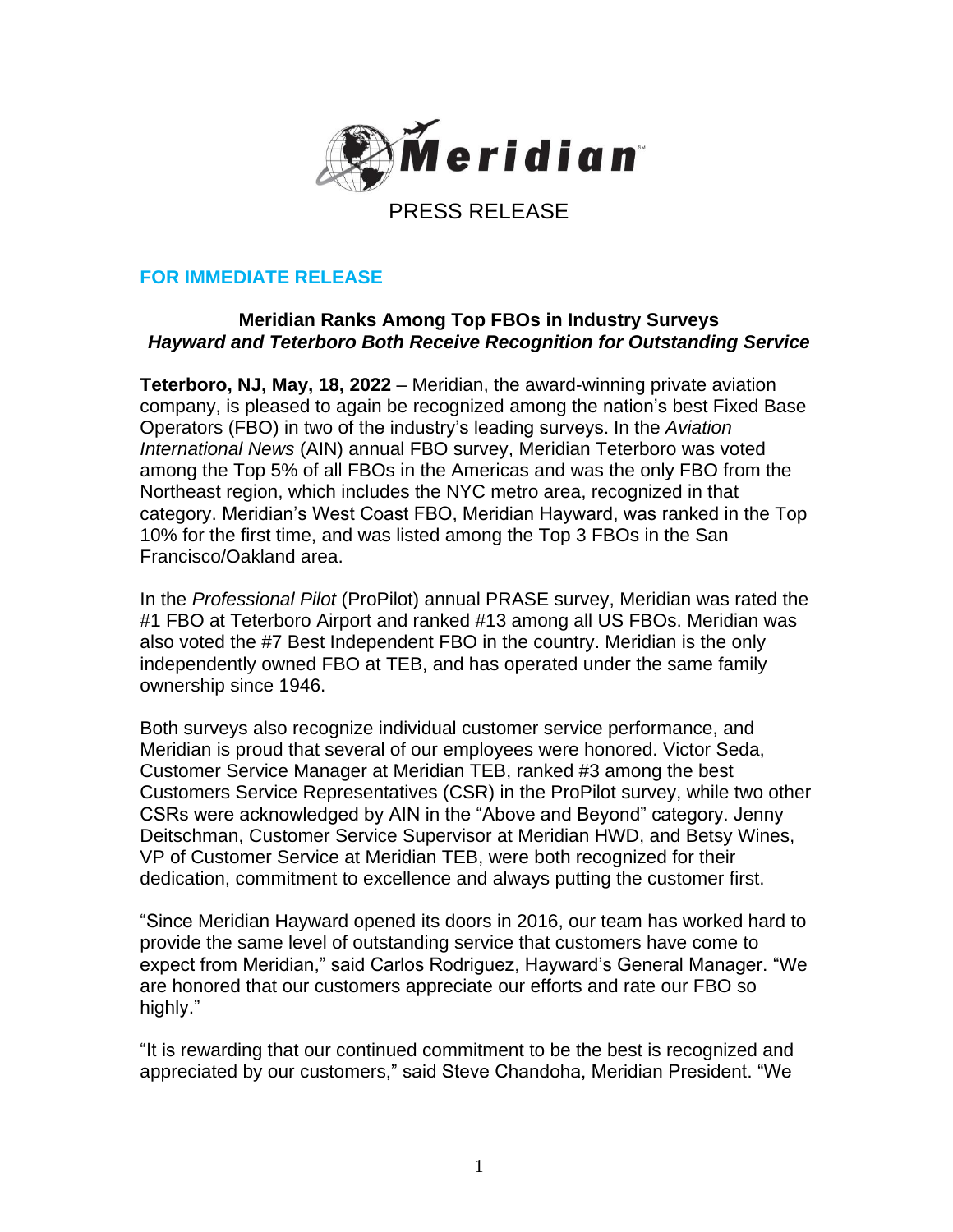Meridian

PRESS RELEASE

**FOR IMMEDIATE RELEASE**

## Meridian Ranks Among Top FBOs in Industry Surveys
### *Hayward and Teterboro Both Receive Recognition for Outstanding Service*

**Teterboro, NJ, May, 18, 2022** – Meridian, the award-winning private aviation company, is pleased to again be recognized among the nation's best Fixed Base Operators (FBO) in two of the industry's leading surveys. In the *Aviation International News* (AIN) annual FBO survey, Meridian Teterboro was voted among the Top 5% of all FBOs in the Americas and was the only FBO from the Northeast region, which includes the NYC metro area, recognized in that category. Meridian's West Coast FBO, Meridian Hayward, was ranked in the Top 10% for the first time, and was listed among the Top 3 FBOs in the San Francisco/Oakland area.

In the *Professional Pilot* (ProPilot) annual PRASE survey, Meridian was rated the #1 FBO at Teterboro Airport and ranked #13 among all US FBOs. Meridian was also voted the #7 Best Independent FBO in the country. Meridian is the only independently owned FBO at TEB, and has operated under the same family ownership since 1946.

Both surveys also recognize individual customer service performance, and Meridian is proud that several of our employees were honored. Victor Seda, Customer Service Manager at Meridian TEB, ranked #3 among the best Customers Service Representatives (CSR) in the ProPilot survey, while two other CSRs were acknowledged by AIN in the "Above and Beyond" category. Jenny Deitschman, Customer Service Supervisor at Meridian HWD, and Betsy Wines, VP of Customer Service at Meridian TEB, were both recognized for their dedication, commitment to excellence and always putting the customer first.

"Since Meridian Hayward opened its doors in 2016, our team has worked hard to provide the same level of outstanding service that customers have come to expect from Meridian," said Carlos Rodriguez, Hayward's General Manager. "We are honored that our customers appreciate our efforts and rate our FBO so highly."

"It is rewarding that our continued commitment to be the best is recognized and appreciated by our customers," said Steve Chandoha, Meridian President. "We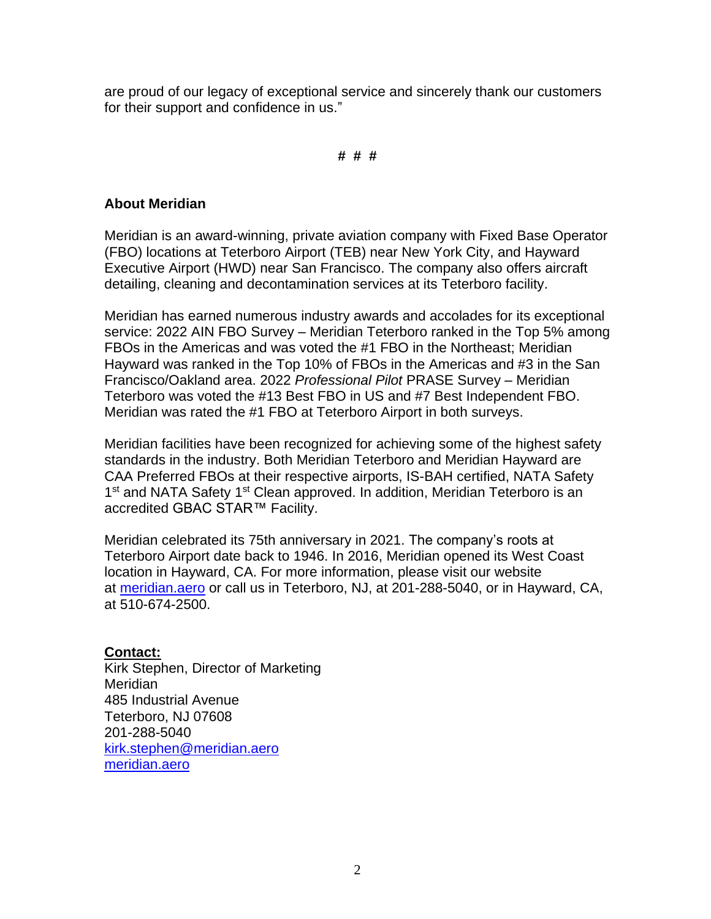are proud of our legacy of exceptional service and sincerely thank our customers for their support and confidence in us."

# # #

**About Meridian**

Meridian is an award-winning, private aviation company with Fixed Base Operator (FBO) locations at Teterboro Airport (TEB) near New York City, and Hayward Executive Airport (HWD) near San Francisco. The company also offers aircraft detailing, cleaning and decontamination services at its Teterboro facility.

Meridian has earned numerous industry awards and accolades for its exceptional service: 2022 AIN FBO Survey – Meridian Teterboro ranked in the Top 5% among FBOs in the Americas and was voted the #1 FBO in the Northeast; Meridian Hayward was ranked in the Top 10% of FBOs in the Americas and #3 in the San Francisco/Oakland area. 2022 *Professional Pilot* PRASE Survey – Meridian Teterboro was voted the #13 Best FBO in US and #7 Best Independent FBO. Meridian was rated the #1 FBO at Teterboro Airport in both surveys.

Meridian facilities have been recognized for achieving some of the highest safety standards in the industry. Both Meridian Teterboro and Meridian Hayward are CAA Preferred FBOs at their respective airports, IS-BAH certified, NATA Safety 1st and NATA Safety 1st Clean approved. In addition, Meridian Teterboro is an accredited GBAC STAR™ Facility.

Meridian celebrated its 75th anniversary in 2021. The company's roots at Teterboro Airport date back to 1946. In 2016, Meridian opened its West Coast location in Hayward, CA. For more information, please visit our website at meridian.aero or call us in Teterboro, NJ, at 201-288-5040, or in Hayward, CA, at 510-674-2500.

**Contact:**
Kirk Stephen, Director of Marketing
Meridian
485 Industrial Avenue
Teterboro, NJ 07608
201-288-5040
kirk.stephen@meridian.aero
meridian.aero